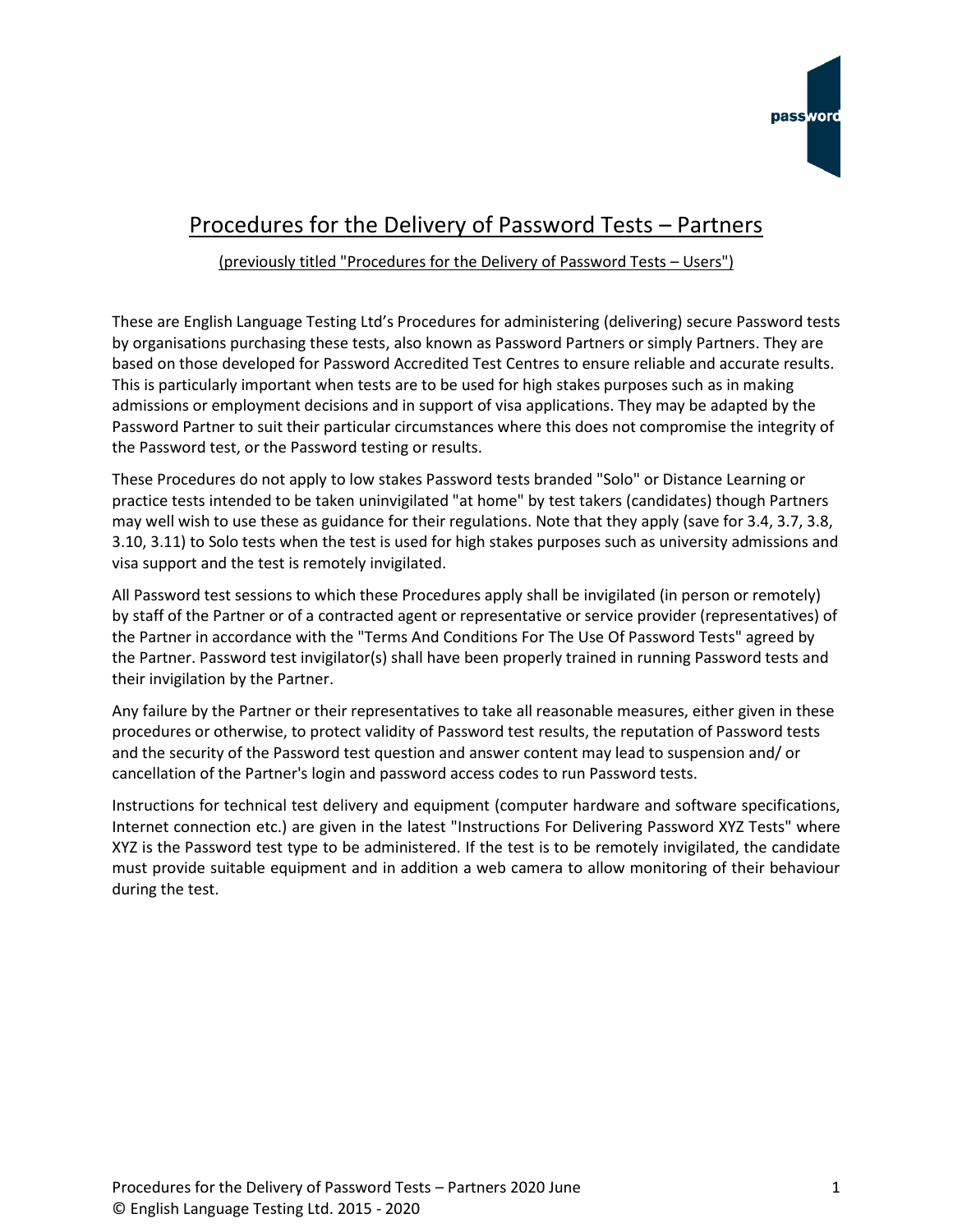# Procedures for the Delivery of Password Tests – Partners

(previously titled "Procedures for the Delivery of Password Tests – Users")

These are English Language Testing Ltd's Procedures for administering (delivering) secure Password tests by organisations purchasing these tests, also known as Password Partners or simply Partners. They are based on those developed for Password Accredited Test Centres to ensure reliable and accurate results. This is particularly important when tests are to be used for high stakes purposes such as in making admissions or employment decisions and in support of visa applications. They may be adapted by the Password Partner to suit their particular circumstances where this does not compromise the integrity of the Password test, or the Password testing or results.

These Procedures do not apply to low stakes Password tests branded "Solo" or Distance Learning or practice tests intended to be taken uninvigilated "at home" by test takers (candidates) though Partners may well wish to use these as guidance for their regulations. Note that they apply (save for 3.4, 3.7, 3.8, 3.10, 3.11) to Solo tests when the test is used for high stakes purposes such as university admissions and visa support and the test is remotely invigilated.

All Password test sessions to which these Procedures apply shall be invigilated (in person or remotely) by staff of the Partner or of a contracted agent or representative or service provider (representatives) of the Partner in accordance with the "Terms And Conditions For The Use Of Password Tests" agreed by the Partner. Password test invigilator(s) shall have been properly trained in running Password tests and their invigilation by the Partner.

Any failure by the Partner or their representatives to take all reasonable measures, either given in these procedures or otherwise, to protect validity of Password test results, the reputation of Password tests and the security of the Password test question and answer content may lead to suspension and/ or cancellation of the Partner's login and password access codes to run Password tests.

Instructions for technical test delivery and equipment (computer hardware and software specifications, Internet connection etc.) are given in the latest "Instructions For Delivering Password XYZ Tests" where XYZ is the Password test type to be administered. If the test is to be remotely invigilated, the candidate must provide suitable equipment and in addition a web camera to allow monitoring of their behaviour during the test.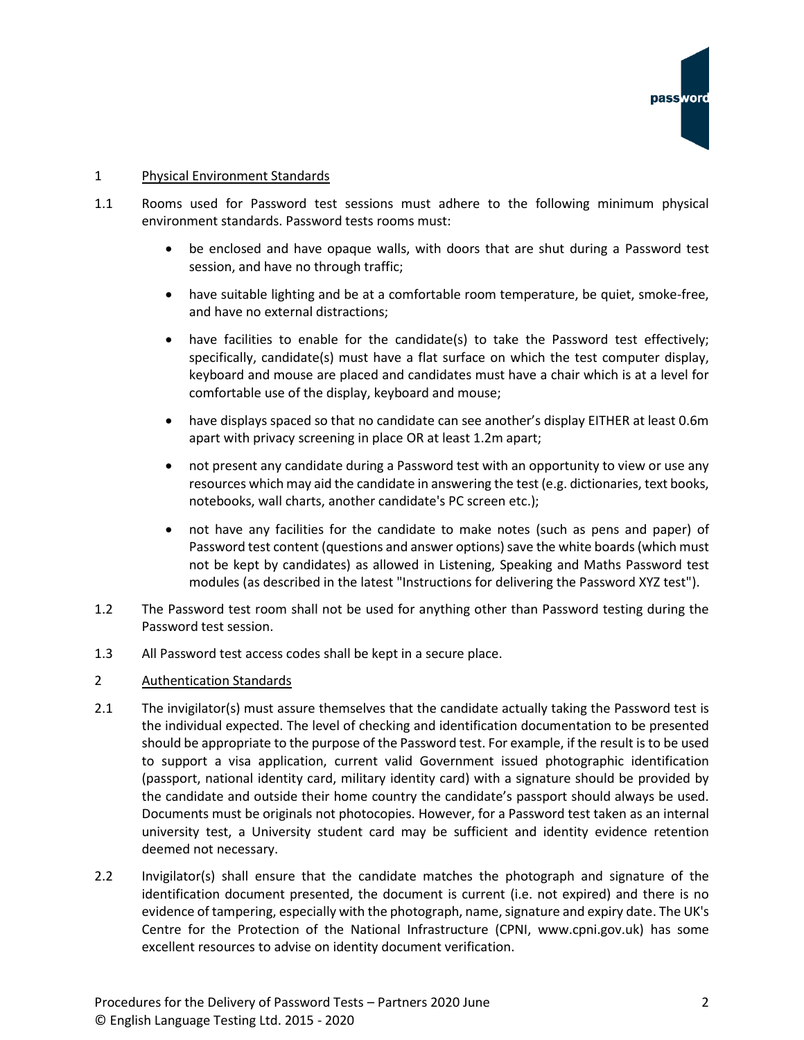## 1 Physical Environment Standards

1.1 Rooms used for Password test sessions must adhere to the following minimum physical environment standards. Password tests rooms must:

- be enclosed and have opaque walls, with doors that are shut during a Password test session, and have no through traffic;
- have suitable lighting and be at a comfortable room temperature, be quiet, smoke-free, and have no external distractions;
- have facilities to enable for the candidate(s) to take the Password test effectively; specifically, candidate(s) must have a flat surface on which the test computer display, keyboard and mouse are placed and candidates must have a chair which is at a level for comfortable use of the display, keyboard and mouse;
- have displays spaced so that no candidate can see another's display EITHER at least 0.6m apart with privacy screening in place OR at least 1.2m apart;
- not present any candidate during a Password test with an opportunity to view or use any resources which may aid the candidate in answering the test (e.g. dictionaries, text books, notebooks, wall charts, another candidate's PC screen etc.);
- not have any facilities for the candidate to make notes (such as pens and paper) of Password test content (questions and answer options) save the white boards (which must not be kept by candidates) as allowed in Listening, Speaking and Maths Password test modules (as described in the latest "Instructions for delivering the Password XYZ test").

1.2 The Password test room shall not be used for anything other than Password testing during the Password test session.

1.3 All Password test access codes shall be kept in a secure place.

## 2 Authentication Standards

2.1 The invigilator(s) must assure themselves that the candidate actually taking the Password test is the individual expected. The level of checking and identification documentation to be presented should be appropriate to the purpose of the Password test. For example, if the result is to be used to support a visa application, current valid Government issued photographic identification (passport, national identity card, military identity card) with a signature should be provided by the candidate and outside their home country the candidate's passport should always be used. Documents must be originals not photocopies. However, for a Password test taken as an internal university test, a University student card may be sufficient and identity evidence retention deemed not necessary.

2.2 Invigilator(s) shall ensure that the candidate matches the photograph and signature of the identification document presented, the document is current (i.e. not expired) and there is no evidence of tampering, especially with the photograph, name, signature and expiry date. The UK's Centre for the Protection of the National Infrastructure (CPNI, www.cpni.gov.uk) has some excellent resources to advise on identity document verification.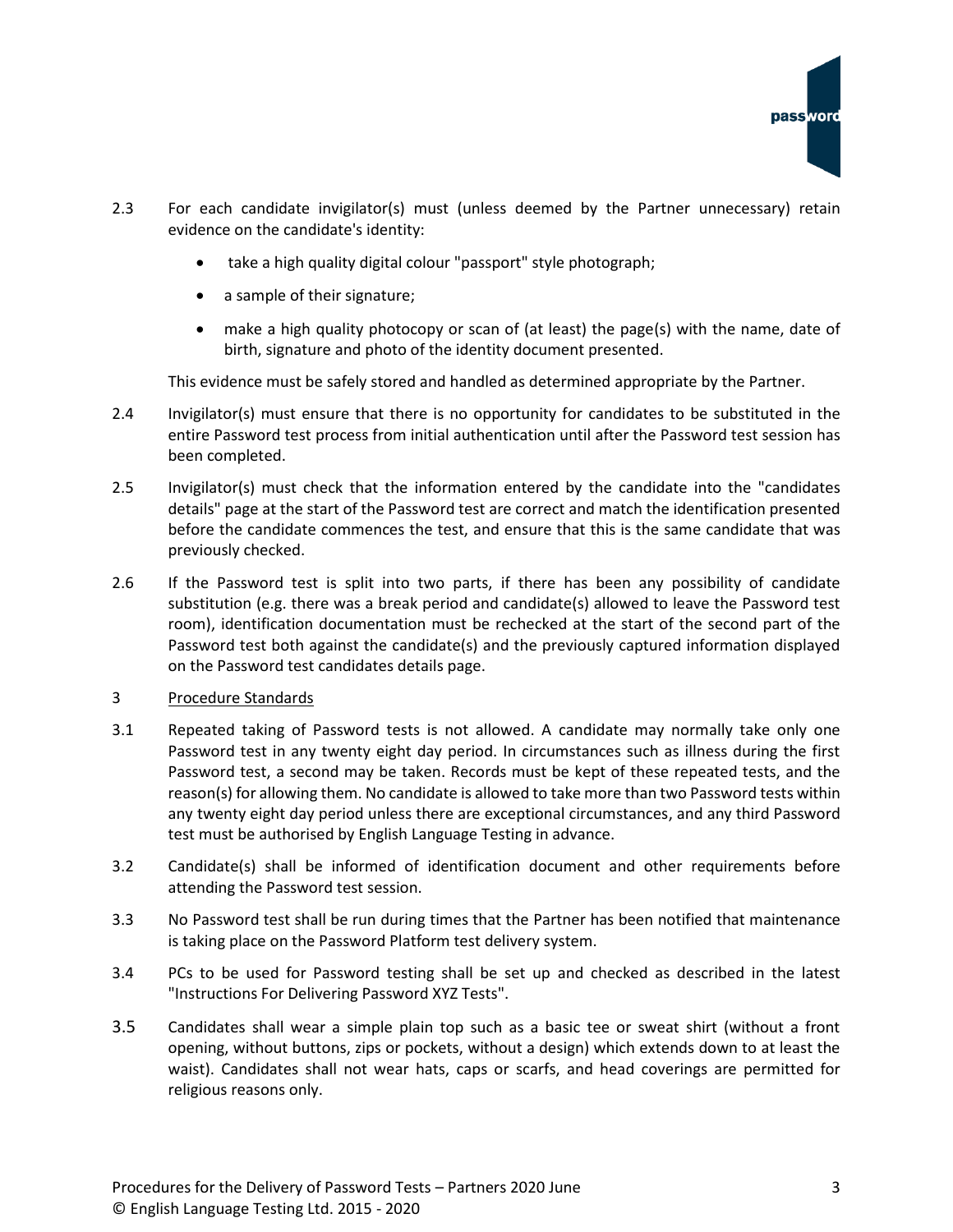2.3 For each candidate invigilator(s) must (unless deemed by the Partner unnecessary) retain evidence on the candidate's identity:

- take a high quality digital colour "passport" style photograph;
- a sample of their signature;
- make a high quality photocopy or scan of (at least) the page(s) with the name, date of birth, signature and photo of the identity document presented.

This evidence must be safely stored and handled as determined appropriate by the Partner.

2.4 Invigilator(s) must ensure that there is no opportunity for candidates to be substituted in the entire Password test process from initial authentication until after the Password test session has been completed.

2.5 Invigilator(s) must check that the information entered by the candidate into the "candidates details" page at the start of the Password test are correct and match the identification presented before the candidate commences the test, and ensure that this is the same candidate that was previously checked.

2.6 If the Password test is split into two parts, if there has been any possibility of candidate substitution (e.g. there was a break period and candidate(s) allowed to leave the Password test room), identification documentation must be rechecked at the start of the second part of the Password test both against the candidate(s) and the previously captured information displayed on the Password test candidates details page.

3 Procedure Standards

3.1 Repeated taking of Password tests is not allowed. A candidate may normally take only one Password test in any twenty eight day period. In circumstances such as illness during the first Password test, a second may be taken. Records must be kept of these repeated tests, and the reason(s) for allowing them. No candidate is allowed to take more than two Password tests within any twenty eight day period unless there are exceptional circumstances, and any third Password test must be authorised by English Language Testing in advance.

3.2 Candidate(s) shall be informed of identification document and other requirements before attending the Password test session.

3.3 No Password test shall be run during times that the Partner has been notified that maintenance is taking place on the Password Platform test delivery system.

3.4 PCs to be used for Password testing shall be set up and checked as described in the latest "Instructions For Delivering Password XYZ Tests".

3.5 Candidates shall wear a simple plain top such as a basic tee or sweat shirt (without a front opening, without buttons, zips or pockets, without a design) which extends down to at least the waist). Candidates shall not wear hats, caps or scarfs, and head coverings are permitted for religious reasons only.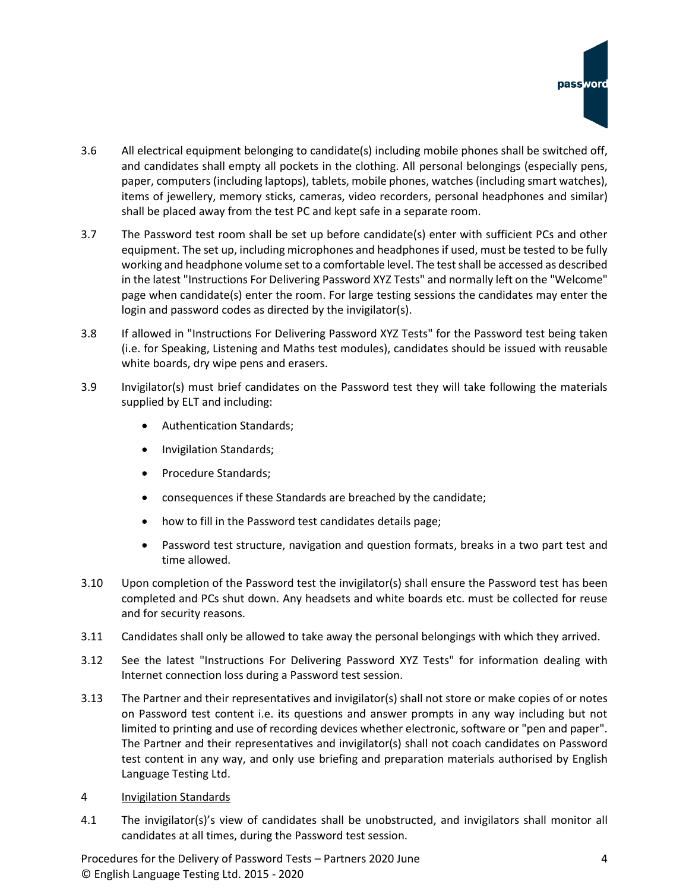3.6 All electrical equipment belonging to candidate(s) including mobile phones shall be switched off, and candidates shall empty all pockets in the clothing. All personal belongings (especially pens, paper, computers (including laptops), tablets, mobile phones, watches (including smart watches), items of jewellery, memory sticks, cameras, video recorders, personal headphones and similar) shall be placed away from the test PC and kept safe in a separate room.

3.7 The Password test room shall be set up before candidate(s) enter with sufficient PCs and other equipment. The set up, including microphones and headphones if used, must be tested to be fully working and headphone volume set to a comfortable level. The test shall be accessed as described in the latest "Instructions For Delivering Password XYZ Tests" and normally left on the "Welcome" page when candidate(s) enter the room. For large testing sessions the candidates may enter the login and password codes as directed by the invigilator(s).

3.8 If allowed in "Instructions For Delivering Password XYZ Tests" for the Password test being taken (i.e. for Speaking, Listening and Maths test modules), candidates should be issued with reusable white boards, dry wipe pens and erasers.

3.9 Invigilator(s) must brief candidates on the Password test they will take following the materials supplied by ELT and including:

- Authentication Standards;
- Invigilation Standards;
- Procedure Standards;
- consequences if these Standards are breached by the candidate;
- how to fill in the Password test candidates details page;
- Password test structure, navigation and question formats, breaks in a two part test and time allowed.

3.10 Upon completion of the Password test the invigilator(s) shall ensure the Password test has been completed and PCs shut down. Any headsets and white boards etc. must be collected for reuse and for security reasons.

3.11 Candidates shall only be allowed to take away the personal belongings with which they arrived.

3.12 See the latest "Instructions For Delivering Password XYZ Tests" for information dealing with Internet connection loss during a Password test session.

3.13 The Partner and their representatives and invigilator(s) shall not store or make copies of or notes on Password test content i.e. its questions and answer prompts in any way including but not limited to printing and use of recording devices whether electronic, software or "pen and paper". The Partner and their representatives and invigilator(s) shall not coach candidates on Password test content in any way, and only use briefing and preparation materials authorised by English Language Testing Ltd.

## 4 Invigilation Standards

4.1 The invigilator(s)'s view of candidates shall be unobstructed, and invigilators shall monitor all candidates at all times, during the Password test session.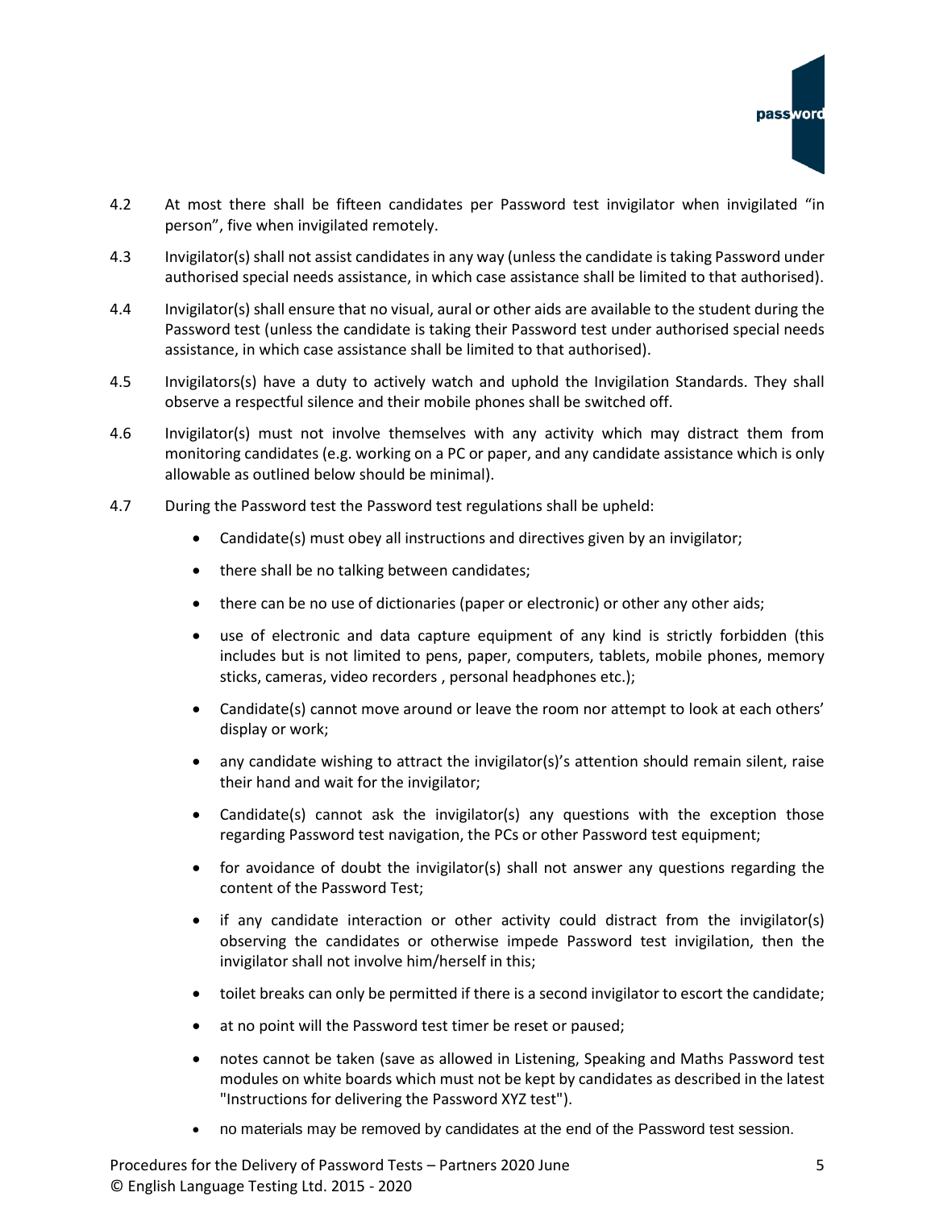4.2 At most there shall be fifteen candidates per Password test invigilator when invigilated "in person", five when invigilated remotely.

4.3 Invigilator(s) shall not assist candidates in any way (unless the candidate is taking Password under authorised special needs assistance, in which case assistance shall be limited to that authorised).

4.4 Invigilator(s) shall ensure that no visual, aural or other aids are available to the student during the Password test (unless the candidate is taking their Password test under authorised special needs assistance, in which case assistance shall be limited to that authorised).

4.5 Invigilators(s) have a duty to actively watch and uphold the Invigilation Standards. They shall observe a respectful silence and their mobile phones shall be switched off.

4.6 Invigilator(s) must not involve themselves with any activity which may distract them from monitoring candidates (e.g. working on a PC or paper, and any candidate assistance which is only allowable as outlined below should be minimal).

4.7 During the Password test the Password test regulations shall be upheld:

- Candidate(s) must obey all instructions and directives given by an invigilator;
- there shall be no talking between candidates;
- there can be no use of dictionaries (paper or electronic) or other any other aids;
- use of electronic and data capture equipment of any kind is strictly forbidden (this includes but is not limited to pens, paper, computers, tablets, mobile phones, memory sticks, cameras, video recorders , personal headphones etc.);
- Candidate(s) cannot move around or leave the room nor attempt to look at each others' display or work;
- any candidate wishing to attract the invigilator(s)'s attention should remain silent, raise their hand and wait for the invigilator;
- Candidate(s) cannot ask the invigilator(s) any questions with the exception those regarding Password test navigation, the PCs or other Password test equipment;
- for avoidance of doubt the invigilator(s) shall not answer any questions regarding the content of the Password Test;
- if any candidate interaction or other activity could distract from the invigilator(s) observing the candidates or otherwise impede Password test invigilation, then the invigilator shall not involve him/herself in this;
- toilet breaks can only be permitted if there is a second invigilator to escort the candidate;
- at no point will the Password test timer be reset or paused;
- notes cannot be taken (save as allowed in Listening, Speaking and Maths Password test modules on white boards which must not be kept by candidates as described in the latest "Instructions for delivering the Password XYZ test").
- no materials may be removed by candidates at the end of the Password test session.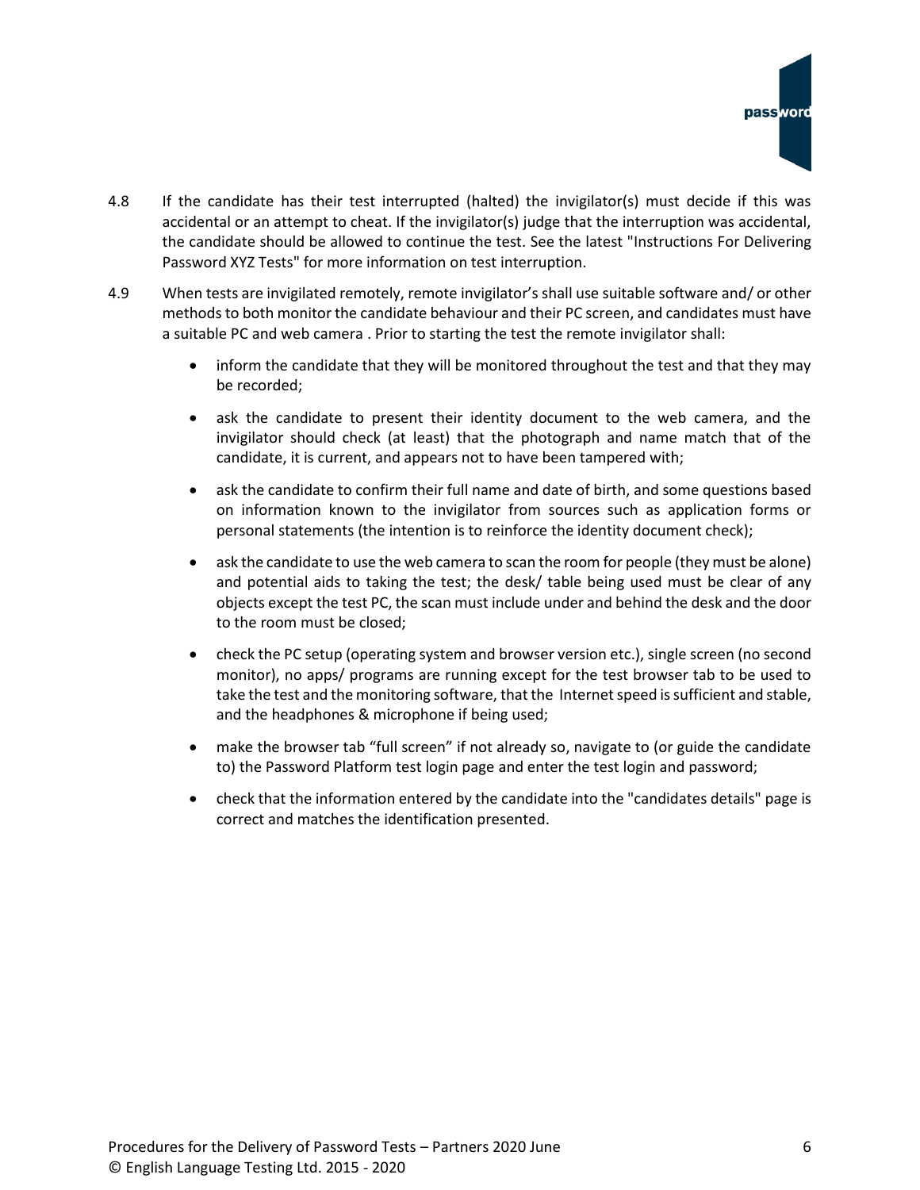4.8 If the candidate has their test interrupted (halted) the invigilator(s) must decide if this was accidental or an attempt to cheat. If the invigilator(s) judge that the interruption was accidental, the candidate should be allowed to continue the test. See the latest "Instructions For Delivering Password XYZ Tests" for more information on test interruption.

4.9 When tests are invigilated remotely, remote invigilator's shall use suitable software and/ or other methods to both monitor the candidate behaviour and their PC screen, and candidates must have a suitable PC and web camera . Prior to starting the test the remote invigilator shall:

- inform the candidate that they will be monitored throughout the test and that they may be recorded;
- ask the candidate to present their identity document to the web camera, and the invigilator should check (at least) that the photograph and name match that of the candidate, it is current, and appears not to have been tampered with;
- ask the candidate to confirm their full name and date of birth, and some questions based on information known to the invigilator from sources such as application forms or personal statements (the intention is to reinforce the identity document check);
- ask the candidate to use the web camera to scan the room for people (they must be alone) and potential aids to taking the test; the desk/ table being used must be clear of any objects except the test PC, the scan must include under and behind the desk and the door to the room must be closed;
- check the PC setup (operating system and browser version etc.), single screen (no second monitor), no apps/ programs are running except for the test browser tab to be used to take the test and the monitoring software, that the Internet speed is sufficient and stable, and the headphones & microphone if being used;
- make the browser tab "full screen" if not already so, navigate to (or guide the candidate to) the Password Platform test login page and enter the test login and password;
- check that the information entered by the candidate into the "candidates details" page is correct and matches the identification presented.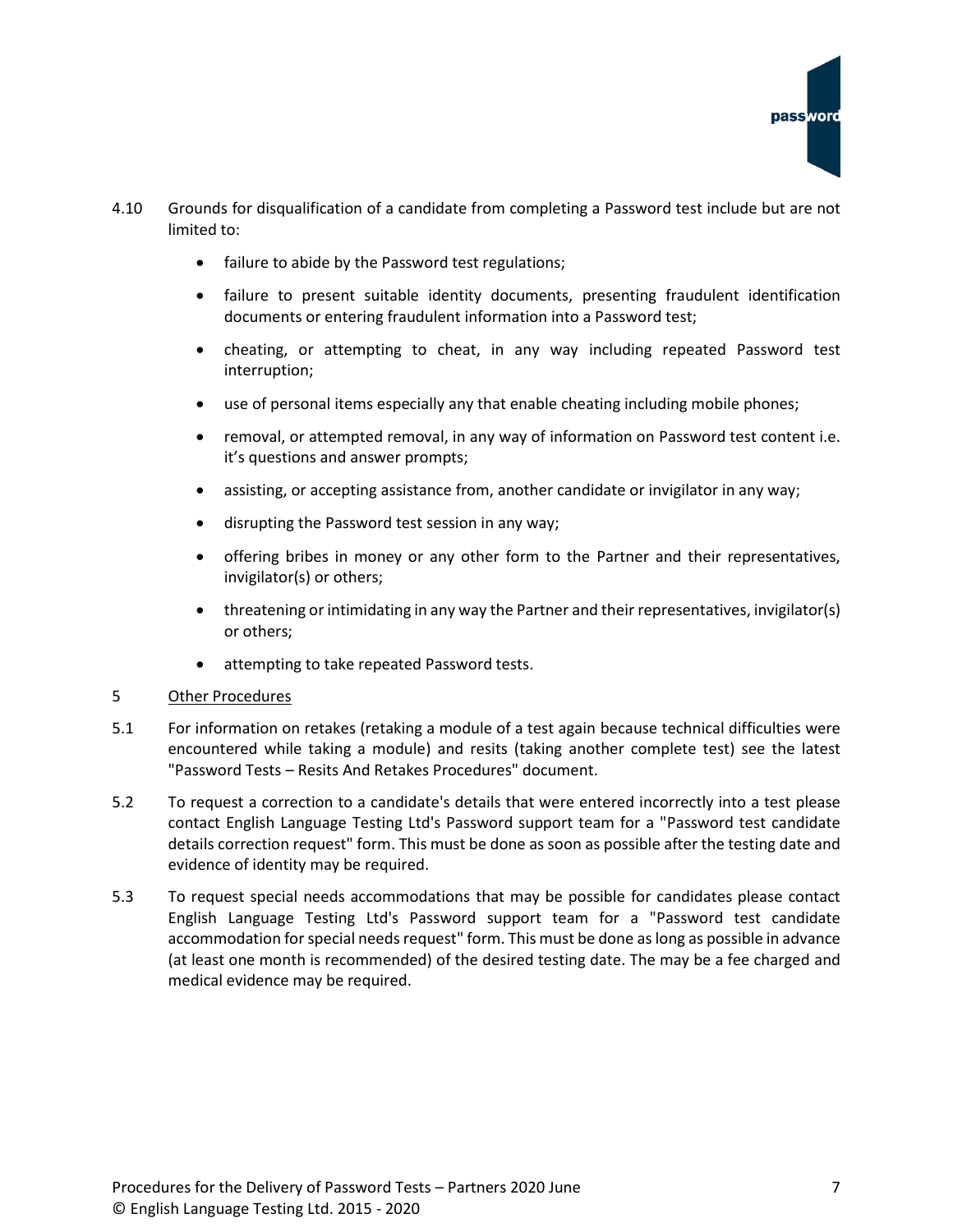4.10 Grounds for disqualification of a candidate from completing a Password test include but are not limited to:

- failure to abide by the Password test regulations;
- failure to present suitable identity documents, presenting fraudulent identification documents or entering fraudulent information into a Password test;
- cheating, or attempting to cheat, in any way including repeated Password test interruption;
- use of personal items especially any that enable cheating including mobile phones;
- removal, or attempted removal, in any way of information on Password test content i.e. it's questions and answer prompts;
- assisting, or accepting assistance from, another candidate or invigilator in any way;
- disrupting the Password test session in any way;
- offering bribes in money or any other form to the Partner and their representatives, invigilator(s) or others;
- threatening or intimidating in any way the Partner and their representatives, invigilator(s) or others;
- attempting to take repeated Password tests.

## 5 Other Procedures

5.1 For information on retakes (retaking a module of a test again because technical difficulties were encountered while taking a module) and resits (taking another complete test) see the latest "Password Tests – Resits And Retakes Procedures" document.

5.2 To request a correction to a candidate's details that were entered incorrectly into a test please contact English Language Testing Ltd's Password support team for a "Password test candidate details correction request" form. This must be done as soon as possible after the testing date and evidence of identity may be required.

5.3 To request special needs accommodations that may be possible for candidates please contact English Language Testing Ltd's Password support team for a "Password test candidate accommodation for special needs request" form. This must be done as long as possible in advance (at least one month is recommended) of the desired testing date. The may be a fee charged and medical evidence may be required.